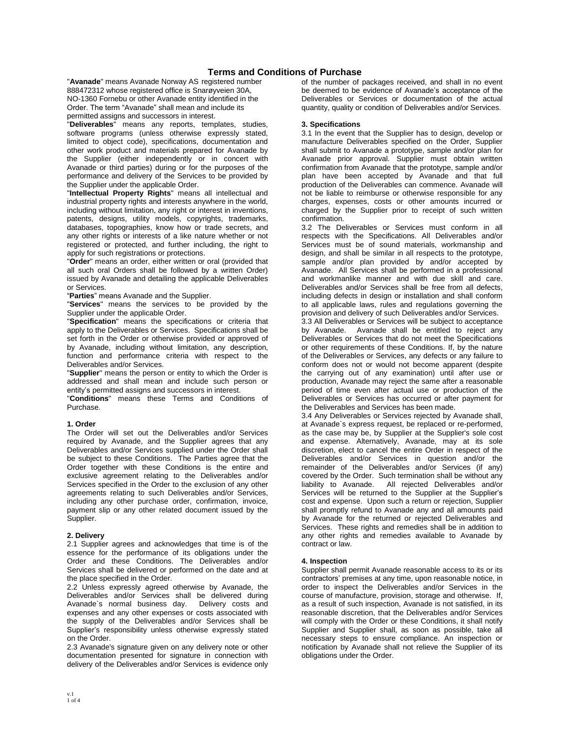# Terms and Conditions of Purchase

"**Avanade**" means Avanade Norway AS registered number 888472312 whose registered office is Snarøyveien 30A, NO-1360 Fornebu or other Avanade entity identified in the Order. The term "Avanade" shall mean and include its permitted assigns and successors in interest.

"**Deliverables**" means any reports, templates, studies, software programs (unless otherwise expressly stated, limited to object code), specifications, documentation and other work product and materials prepared for Avanade by the Supplier (either independently or in concert with Avanade or third parties) during or for the purposes of the performance and delivery of the Services to be provided by the Supplier under the applicable Order.

"**Intellectual Property Rights**" means all intellectual and industrial property rights and interests anywhere in the world, including without limitation, any right or interest in inventions, patents, designs, utility models, copyrights, trademarks, databases, topographies, know how or trade secrets, and any other rights or interests of a like nature whether or not registered or protected, and further including, the right to apply for such registrations or protections.

"**Order**" means an order, either written or oral (provided that all such oral Orders shall be followed by a written Order) issued by Avanade and detailing the applicable Deliverables or Services.

"**Parties**" means Avanade and the Supplier.

"**Services**" means the services to be provided by the Supplier under the applicable Order.

"**Specification**" means the specifications or criteria that apply to the Deliverables or Services. Specifications shall be set forth in the Order or otherwise provided or approved of by Avanade, including without limitation, any description, function and performance criteria with respect to the Deliverables and/or Services.

"**Supplier**" means the person or entity to which the Order is addressed and shall mean and include such person or entity's permitted assigns and successors in interest.

"**Conditions**" means these Terms and Conditions of Purchase.

### 1. Order

The Order will set out the Deliverables and/or Services required by Avanade, and the Supplier agrees that any Deliverables and/or Services supplied under the Order shall be subject to these Conditions. The Parties agree that the Order together with these Conditions is the entire and exclusive agreement relating to the Deliverables and/or Services specified in the Order to the exclusion of any other agreements relating to such Deliverables and/or Services, including any other purchase order, confirmation, invoice, payment slip or any other related document issued by the Supplier.

### 2. Delivery

2.1 Supplier agrees and acknowledges that time is of the essence for the performance of its obligations under the Order and these Conditions. The Deliverables and/or Services shall be delivered or performed on the date and at the place specified in the Order.

2.2 Unless expressly agreed otherwise by Avanade, the Deliverables and/or Services shall be delivered during Avanade`s normal business day. Delivery costs and expenses and any other expenses or costs associated with the supply of the Deliverables and/or Services shall be Supplier's responsibility unless otherwise expressly stated on the Order.

2.3 Avanade's signature given on any delivery note or other documentation presented for signature in connection with delivery of the Deliverables and/or Services is evidence only of the number of packages received, and shall in no event be deemed to be evidence of Avanade's acceptance of the Deliverables or Services or documentation of the actual quantity, quality or condition of Deliverables and/or Services.

### 3. Specifications

3.1 In the event that the Supplier has to design, develop or manufacture Deliverables specified on the Order, Supplier shall submit to Avanade a prototype, sample and/or plan for Avanade prior approval. Supplier must obtain written confirmation from Avanade that the prototype, sample and/or plan have been accepted by Avanade and that full production of the Deliverables can commence. Avanade will not be liable to reimburse or otherwise responsible for any charges, expenses, costs or other amounts incurred or charged by the Supplier prior to receipt of such written confirmation.

3.2 The Deliverables or Services must conform in all respects with the Specifications. All Deliverables and/or Services must be of sound materials, workmanship and design, and shall be similar in all respects to the prototype, sample and/or plan provided by and/or accepted by Avanade. All Services shall be performed in a professional and workmanlike manner and with due skill and care. Deliverables and/or Services shall be free from all defects, including defects in design or installation and shall conform to all applicable laws, rules and regulations governing the provision and delivery of such Deliverables and/or Services.

3.3 All Deliverables or Services will be subject to acceptance by Avanade. Avanade shall be entitled to reject any Deliverables or Services that do not meet the Specifications or other requirements of these Conditions. If, by the nature of the Deliverables or Services, any defects or any failure to conform does not or would not become apparent (despite the carrying out of any examination) until after use or production, Avanade may reject the same after a reasonable period of time even after actual use or production of the Deliverables or Services has occurred or after payment for the Deliverables and Services has been made.

3.4 Any Deliverables or Services rejected by Avanade shall, at Avanade`s express request, be replaced or re-performed, as the case may be, by Supplier at the Supplier's sole cost and expense. Alternatively, Avanade, may at its sole discretion, elect to cancel the entire Order in respect of the Deliverables and/or Services in question and/or the remainder of the Deliverables and/or Services (if any) covered by the Order. Such termination shall be without any liability to Avanade. All rejected Deliverables and/or Services will be returned to the Supplier at the Supplier's cost and expense. Upon such a return or rejection, Supplier shall promptly refund to Avanade any and all amounts paid by Avanade for the returned or rejected Deliverables and Services. These rights and remedies shall be in addition to any other rights and remedies available to Avanade by contract or law.

### 4. Inspection

Supplier shall permit Avanade reasonable access to its or its contractors' premises at any time, upon reasonable notice, in order to inspect the Deliverables and/or Services in the course of manufacture, provision, storage and otherwise. If, as a result of such inspection, Avanade is not satisfied, in its reasonable discretion, that the Deliverables and/or Services will comply with the Order or these Conditions, it shall notify Supplier and Supplier shall, as soon as possible, take all necessary steps to ensure compliance. An inspection or notification by Avanade shall not relieve the Supplier of its obligations under the Order.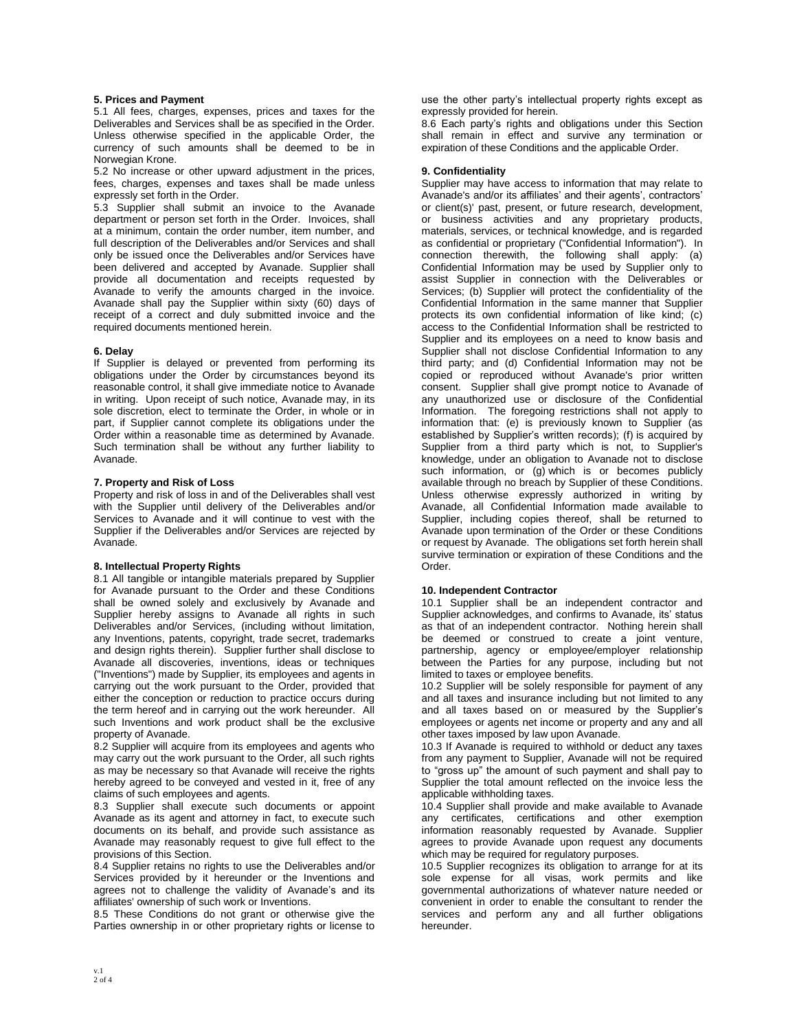## 5. Prices and Payment

5.1 All fees, charges, expenses, prices and taxes for the Deliverables and Services shall be as specified in the Order. Unless otherwise specified in the applicable Order, the currency of such amounts shall be deemed to be in Norwegian Krone.

5.2 No increase or other upward adjustment in the prices, fees, charges, expenses and taxes shall be made unless expressly set forth in the Order.

5.3 Supplier shall submit an invoice to the Avanade department or person set forth in the Order. Invoices, shall at a minimum, contain the order number, item number, and full description of the Deliverables and/or Services and shall only be issued once the Deliverables and/or Services have been delivered and accepted by Avanade. Supplier shall provide all documentation and receipts requested by Avanade to verify the amounts charged in the invoice. Avanade shall pay the Supplier within sixty (60) days of receipt of a correct and duly submitted invoice and the required documents mentioned herein.

## 6. Delay

If Supplier is delayed or prevented from performing its obligations under the Order by circumstances beyond its reasonable control, it shall give immediate notice to Avanade in writing. Upon receipt of such notice, Avanade may, in its sole discretion, elect to terminate the Order, in whole or in part, if Supplier cannot complete its obligations under the Order within a reasonable time as determined by Avanade. Such termination shall be without any further liability to Avanade.

## 7. Property and Risk of Loss

Property and risk of loss in and of the Deliverables shall vest with the Supplier until delivery of the Deliverables and/or Services to Avanade and it will continue to vest with the Supplier if the Deliverables and/or Services are rejected by Avanade.

## 8. Intellectual Property Rights

8.1 All tangible or intangible materials prepared by Supplier for Avanade pursuant to the Order and these Conditions shall be owned solely and exclusively by Avanade and Supplier hereby assigns to Avanade all rights in such Deliverables and/or Services, (including without limitation, any Inventions, patents, copyright, trade secret, trademarks and design rights therein). Supplier further shall disclose to Avanade all discoveries, inventions, ideas or techniques ("Inventions") made by Supplier, its employees and agents in carrying out the work pursuant to the Order, provided that either the conception or reduction to practice occurs during the term hereof and in carrying out the work hereunder. All such Inventions and work product shall be the exclusive property of Avanade.

8.2 Supplier will acquire from its employees and agents who may carry out the work pursuant to the Order, all such rights as may be necessary so that Avanade will receive the rights hereby agreed to be conveyed and vested in it, free of any claims of such employees and agents.

8.3 Supplier shall execute such documents or appoint Avanade as its agent and attorney in fact, to execute such documents on its behalf, and provide such assistance as Avanade may reasonably request to give full effect to the provisions of this Section.

8.4 Supplier retains no rights to use the Deliverables and/or Services provided by it hereunder or the Inventions and agrees not to challenge the validity of Avanade's and its affiliates' ownership of such work or Inventions.

8.5 These Conditions do not grant or otherwise give the Parties ownership in or other proprietary rights or license to use the other party's intellectual property rights except as expressly provided for herein.

8.6 Each party's rights and obligations under this Section shall remain in effect and survive any termination or expiration of these Conditions and the applicable Order.

## 9. Confidentiality

Supplier may have access to information that may relate to Avanade's and/or its affiliates' and their agents', contractors' or client(s)' past, present, or future research, development, or business activities and any proprietary products, materials, services, or technical knowledge, and is regarded as confidential or proprietary ("Confidential Information"). In connection therewith, the following shall apply: (a) Confidential Information may be used by Supplier only to assist Supplier in connection with the Deliverables or Services; (b) Supplier will protect the confidentiality of the Confidential Information in the same manner that Supplier protects its own confidential information of like kind; (c) access to the Confidential Information shall be restricted to Supplier and its employees on a need to know basis and Supplier shall not disclose Confidential Information to any third party; and (d) Confidential Information may not be copied or reproduced without Avanade's prior written consent. Supplier shall give prompt notice to Avanade of any unauthorized use or disclosure of the Confidential Information. The foregoing restrictions shall not apply to information that: (e) is previously known to Supplier (as established by Supplier's written records); (f) is acquired by Supplier from a third party which is not, to Supplier's knowledge, under an obligation to Avanade not to disclose such information, or (g) which is or becomes publicly available through no breach by Supplier of these Conditions. Unless otherwise expressly authorized in writing by Avanade, all Confidential Information made available to Supplier, including copies thereof, shall be returned to Avanade upon termination of the Order or these Conditions or request by Avanade. The obligations set forth herein shall survive termination or expiration of these Conditions and the Order.

## 10. Independent Contractor

10.1 Supplier shall be an independent contractor and Supplier acknowledges, and confirms to Avanade, its' status as that of an independent contractor. Nothing herein shall be deemed or construed to create a joint venture, partnership, agency or employee/employer relationship between the Parties for any purpose, including but not limited to taxes or employee benefits.

10.2 Supplier will be solely responsible for payment of any and all taxes and insurance including but not limited to any and all taxes based on or measured by the Supplier's employees or agents net income or property and any and all other taxes imposed by law upon Avanade.

10.3 If Avanade is required to withhold or deduct any taxes from any payment to Supplier, Avanade will not be required to "gross up" the amount of such payment and shall pay to Supplier the total amount reflected on the invoice less the applicable withholding taxes.

10.4 Supplier shall provide and make available to Avanade any certificates, certifications and other exemption information reasonably requested by Avanade. Supplier agrees to provide Avanade upon request any documents which may be required for regulatory purposes.

10.5 Supplier recognizes its obligation to arrange for at its sole expense for all visas, work permits and like governmental authorizations of whatever nature needed or convenient in order to enable the consultant to render the services and perform any and all further obligations hereunder.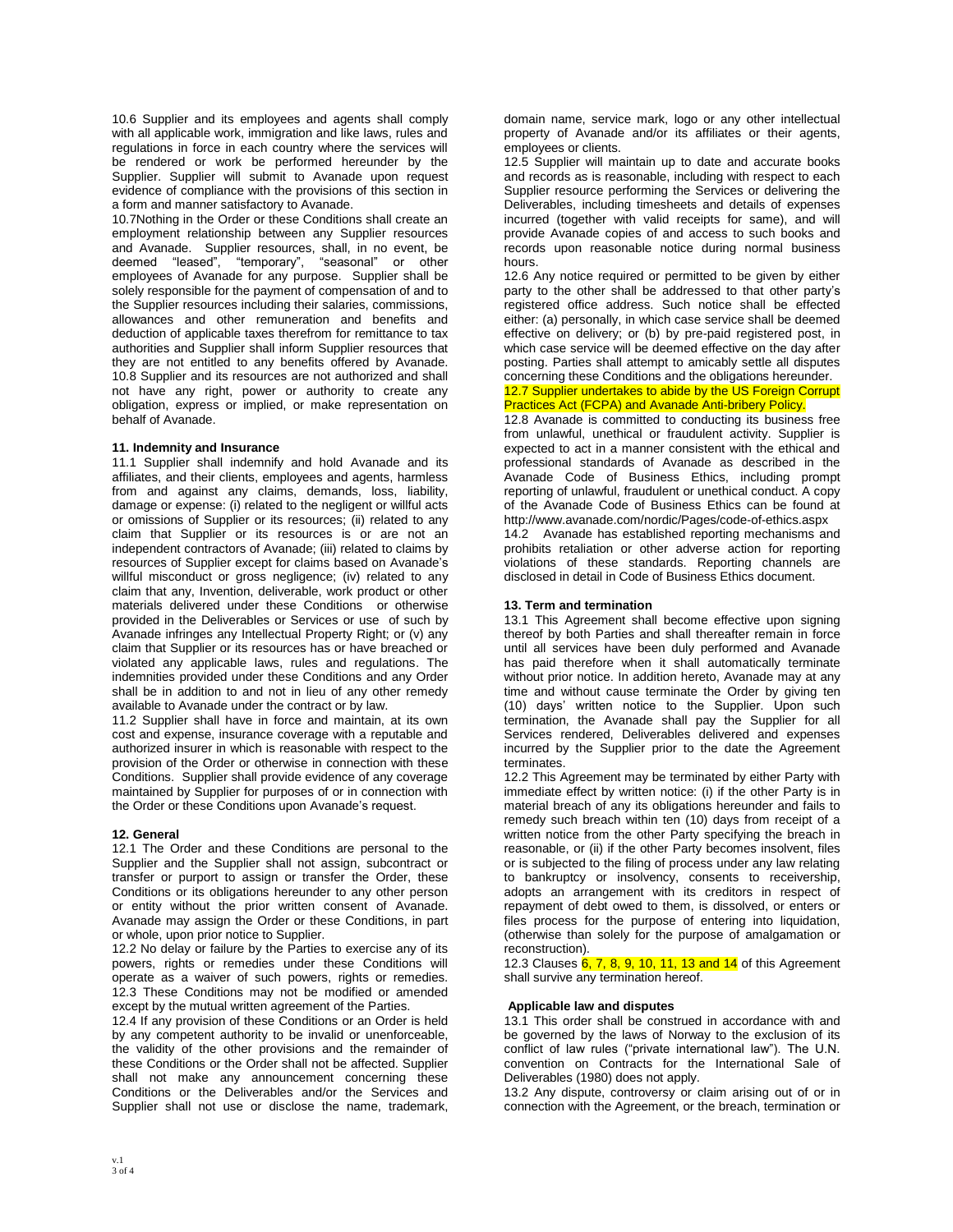10.6 Supplier and its employees and agents shall comply with all applicable work, immigration and like laws, rules and regulations in force in each country where the services will be rendered or work be performed hereunder by the Supplier. Supplier will submit to Avanade upon request evidence of compliance with the provisions of this section in a form and manner satisfactory to Avanade.

10.7Nothing in the Order or these Conditions shall create an employment relationship between any Supplier resources and Avanade. Supplier resources, shall, in no event, be deemed "leased", "temporary", "seasonal" or other employees of Avanade for any purpose. Supplier shall be solely responsible for the payment of compensation of and to the Supplier resources including their salaries, commissions, allowances and other remuneration and benefits and deduction of applicable taxes therefrom for remittance to tax authorities and Supplier shall inform Supplier resources that they are not entitled to any benefits offered by Avanade.

10.8 Supplier and its resources are not authorized and shall not have any right, power or authority to create any obligation, express or implied, or make representation on behalf of Avanade.

**11. Indemnity and Insurance**

11.1 Supplier shall indemnify and hold Avanade and its affiliates, and their clients, employees and agents, harmless from and against any claims, demands, loss, liability, damage or expense: (i) related to the negligent or willful acts or omissions of Supplier or its resources; (ii) related to any claim that Supplier or its resources is or are not an independent contractors of Avanade; (iii) related to claims by resources of Supplier except for claims based on Avanade's willful misconduct or gross negligence; (iv) related to any claim that any, Invention, deliverable, work product or other materials delivered under these Conditions or otherwise provided in the Deliverables or Services or use of such by Avanade infringes any Intellectual Property Right; or (v) any claim that Supplier or its resources has or have breached or violated any applicable laws, rules and regulations. The indemnities provided under these Conditions and any Order shall be in addition to and not in lieu of any other remedy available to Avanade under the contract or by law.

11.2 Supplier shall have in force and maintain, at its own cost and expense, insurance coverage with a reputable and authorized insurer in which is reasonable with respect to the provision of the Order or otherwise in connection with these Conditions. Supplier shall provide evidence of any coverage maintained by Supplier for purposes of or in connection with the Order or these Conditions upon Avanade's request.

**12. General**

12.1 The Order and these Conditions are personal to the Supplier and the Supplier shall not assign, subcontract or transfer or purport to assign or transfer the Order, these Conditions or its obligations hereunder to any other person or entity without the prior written consent of Avanade. Avanade may assign the Order or these Conditions, in part or whole, upon prior notice to Supplier.

12.2 No delay or failure by the Parties to exercise any of its powers, rights or remedies under these Conditions will operate as a waiver of such powers, rights or remedies.

12.3 These Conditions may not be modified or amended except by the mutual written agreement of the Parties.

12.4 If any provision of these Conditions or an Order is held by any competent authority to be invalid or unenforceable, the validity of the other provisions and the remainder of these Conditions or the Order shall not be affected. Supplier shall not make any announcement concerning these Conditions or the Deliverables and/or the Services and Supplier shall not use or disclose the name, trademark, domain name, service mark, logo or any other intellectual property of Avanade and/or its affiliates or their agents, employees or clients.

12.5 Supplier will maintain up to date and accurate books and records as is reasonable, including with respect to each Supplier resource performing the Services or delivering the Deliverables, including timesheets and details of expenses incurred (together with valid receipts for same), and will provide Avanade copies of and access to such books and records upon reasonable notice during normal business hours.

12.6 Any notice required or permitted to be given by either party to the other shall be addressed to that other party's registered office address. Such notice shall be effected either: (a) personally, in which case service shall be deemed effective on delivery; or (b) by pre-paid registered post, in which case service will be deemed effective on the day after posting. Parties shall attempt to amicably settle all disputes concerning these Conditions and the obligations hereunder.

12.7 Supplier undertakes to abide by the US Foreign Corrupt Practices Act (FCPA) and Avanade Anti-bribery Policy.

12.8 Avanade is committed to conducting its business free from unlawful, unethical or fraudulent activity. Supplier is expected to act in a manner consistent with the ethical and professional standards of Avanade as described in the Avanade Code of Business Ethics, including prompt reporting of unlawful, fraudulent or unethical conduct. A copy of the Avanade Code of Business Ethics can be found at http://www.avanade.com/nordic/Pages/code-of-ethics.aspx

14.2 Avanade has established reporting mechanisms and prohibits retaliation or other adverse action for reporting violations of these standards. Reporting channels are disclosed in detail in Code of Business Ethics document.

**13. Term and termination**

13.1 This Agreement shall become effective upon signing thereof by both Parties and shall thereafter remain in force until all services have been duly performed and Avanade has paid therefore when it shall automatically terminate without prior notice. In addition hereto, Avanade may at any time and without cause terminate the Order by giving ten (10) days' written notice to the Supplier. Upon such termination, the Avanade shall pay the Supplier for all Services rendered, Deliverables delivered and expenses incurred by the Supplier prior to the date the Agreement terminates.

12.2 This Agreement may be terminated by either Party with immediate effect by written notice: (i) if the other Party is in material breach of any its obligations hereunder and fails to remedy such breach within ten (10) days from receipt of a written notice from the other Party specifying the breach in reasonable, or (ii) if the other Party becomes insolvent, files or is subjected to the filing of process under any law relating to bankruptcy or insolvency, consents to receivership, adopts an arrangement with its creditors in respect of repayment of debt owed to them, is dissolved, or enters or files process for the purpose of entering into liquidation, (otherwise than solely for the purpose of amalgamation or reconstruction).

12.3 Clauses 6, 7, 8, 9, 10, 11, 13 and 14 of this Agreement shall survive any termination hereof.

**Applicable law and disputes**

13.1 This order shall be construed in accordance with and be governed by the laws of Norway to the exclusion of its conflict of law rules ("private international law"). The U.N. convention on Contracts for the International Sale of Deliverables (1980) does not apply.

13.2 Any dispute, controversy or claim arising out of or in connection with the Agreement, or the breach, termination or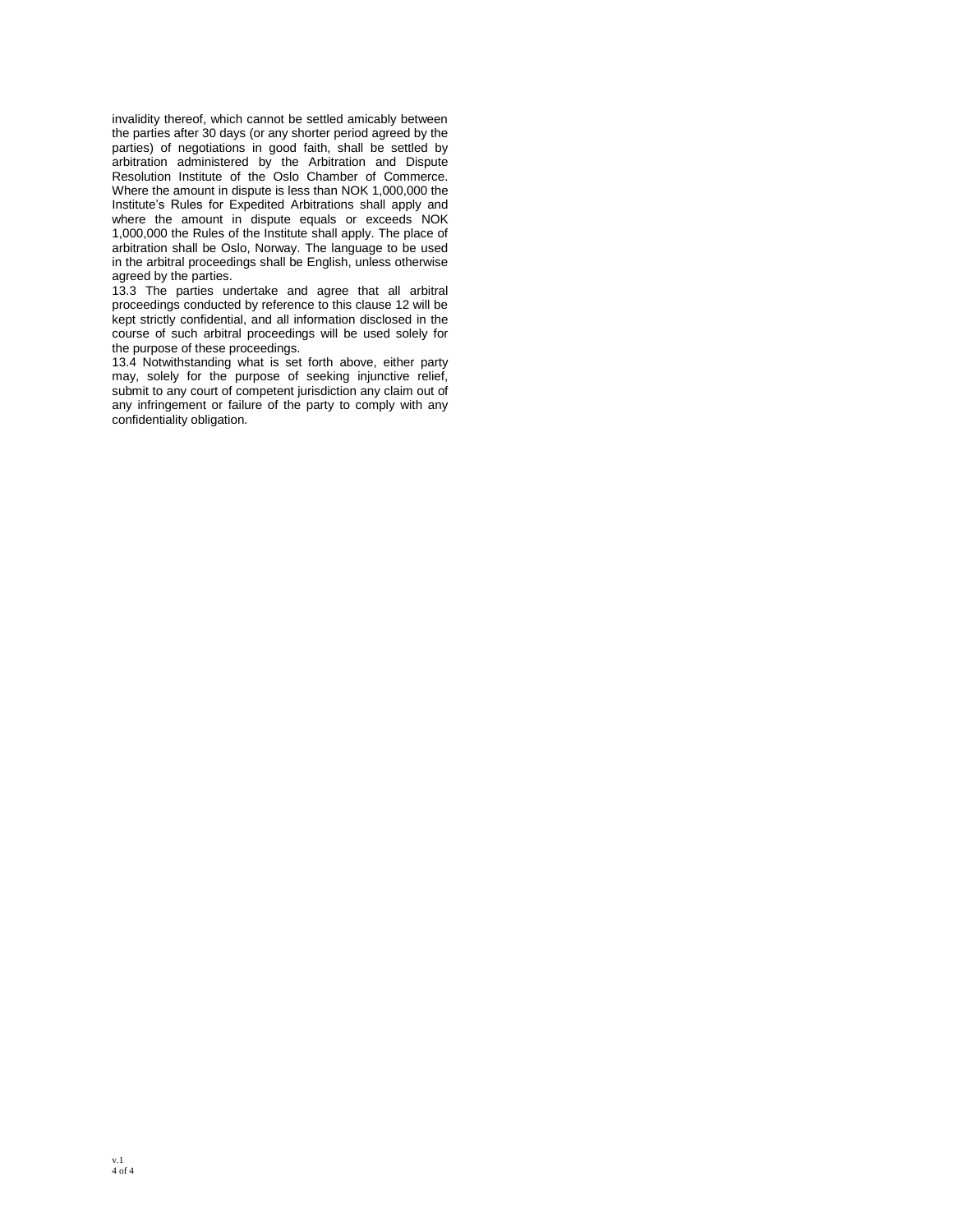invalidity thereof, which cannot be settled amicably between the parties after 30 days (or any shorter period agreed by the parties) of negotiations in good faith, shall be settled by arbitration administered by the Arbitration and Dispute Resolution Institute of the Oslo Chamber of Commerce. Where the amount in dispute is less than NOK 1,000,000 the Institute's Rules for Expedited Arbitrations shall apply and where the amount in dispute equals or exceeds NOK 1,000,000 the Rules of the Institute shall apply. The place of arbitration shall be Oslo, Norway. The language to be used in the arbitral proceedings shall be English, unless otherwise agreed by the parties.

13.3 The parties undertake and agree that all arbitral proceedings conducted by reference to this clause 12 will be kept strictly confidential, and all information disclosed in the course of such arbitral proceedings will be used solely for the purpose of these proceedings.

13.4 Notwithstanding what is set forth above, either party may, solely for the purpose of seeking injunctive relief, submit to any court of competent jurisdiction any claim out of any infringement or failure of the party to comply with any confidentiality obligation.

v.1